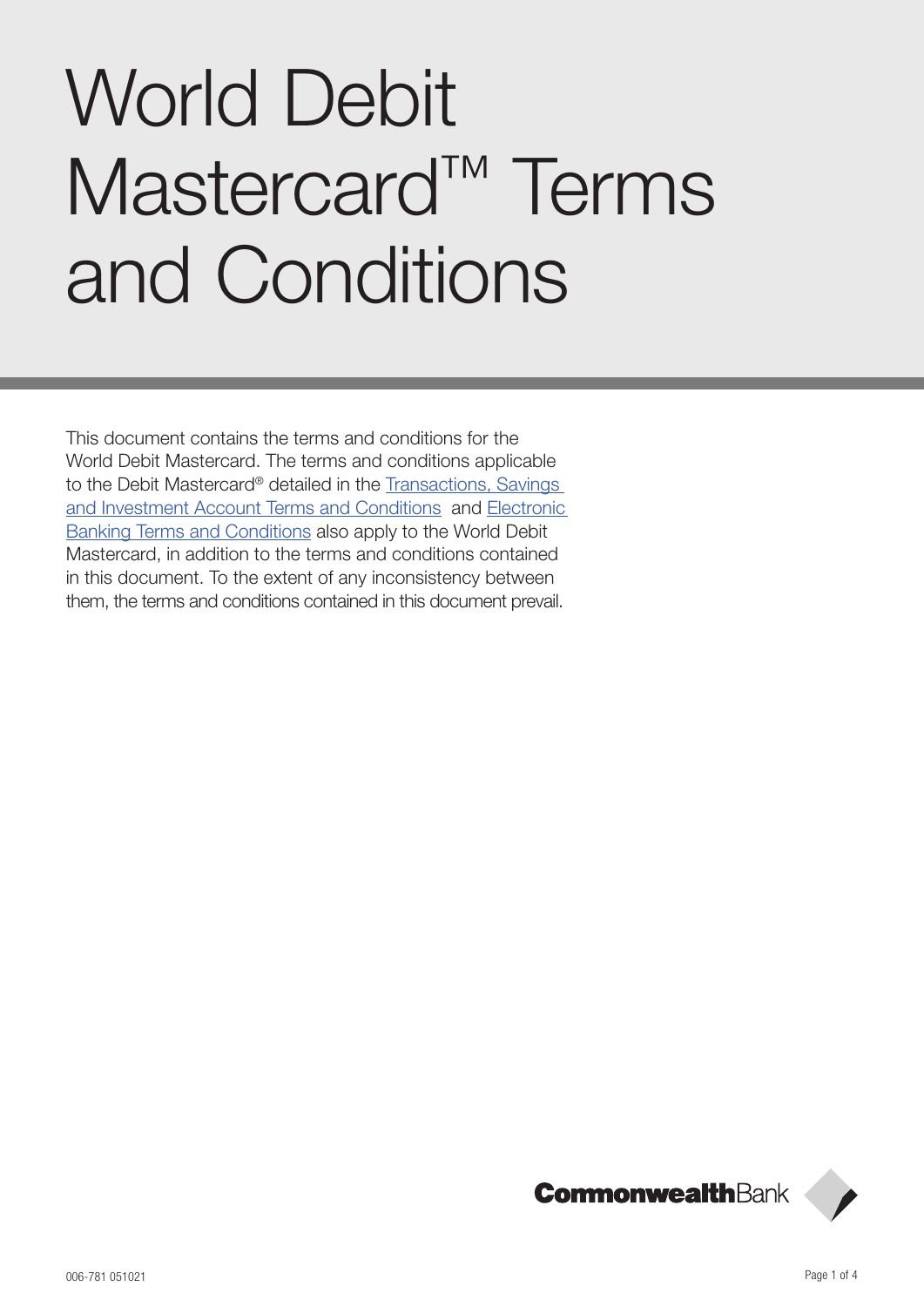# World Debit Mastercard™ Terms and Conditions

This document contains the terms and conditions for the World Debit Mastercard. The terms and conditions applicable to the Debit Mastercard® detailed in the Transactions, Savings and Investment Account Terms and Conditions and Electronic Banking Terms and Conditions also apply to the World Debit Mastercard, in addition to the terms and conditions contained in this document. To the extent of any inconsistency between them, the terms and conditions contained in this document prevail.

CommonwealthBank

006-781 051021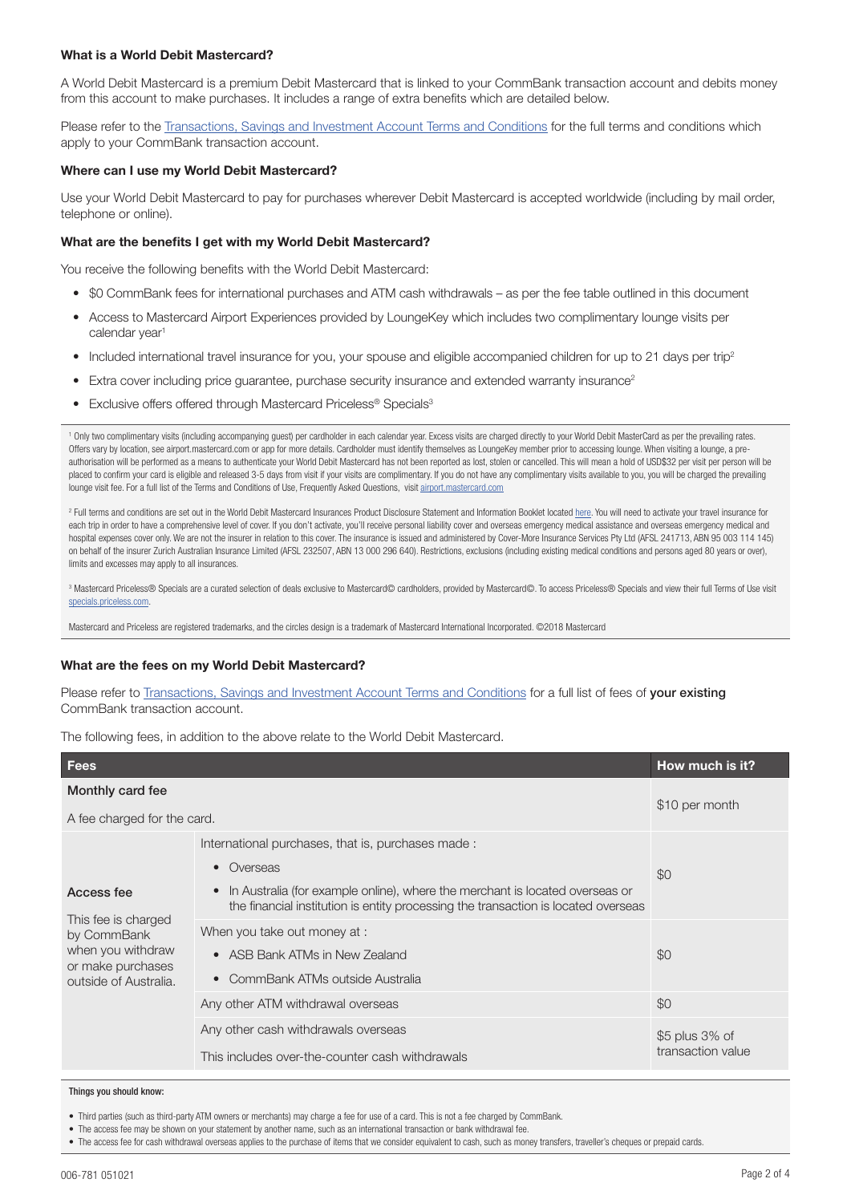### What is a World Debit Mastercard?

A World Debit Mastercard is a premium Debit Mastercard that is linked to your CommBank transaction account and debits money from this account to make purchases. It includes a range of extra benefits which are detailed below.

Please refer to the Transactions, Savings and Investment Account Terms and Conditions for the full terms and conditions which apply to your CommBank transaction account.

### Where can I use my World Debit Mastercard?

Use your World Debit Mastercard to pay for purchases wherever Debit Mastercard is accepted worldwide (including by mail order, telephone or online).

### What are the benefits I get with my World Debit Mastercard?

You receive the following benefits with the World Debit Mastercard:

- $0 CommBank fees for international purchases and ATM cash withdrawals – as per the fee table outlined in this document
- Access to Mastercard Airport Experiences provided by LoungeKey which includes two complimentary lounge visits per calendar year[1]
- Included international travel insurance for you, your spouse and eligible accompanied children for up to 21 days per trip[2]
- Extra cover including price guarantee, purchase security insurance and extended warranty insurance[2]
- Exclusive offers offered through Mastercard Priceless® Specials[3]

[1] Only two complimentary visits (including accompanying guest) per cardholder in each calendar year. Excess visits are charged directly to your World Debit MasterCard as per the prevailing rates. Offers vary by location, see airport.mastercard.com or app for more details. Cardholder must identify themselves as LoungeKey member prior to accessing lounge. When visiting a lounge, a pre-authorisation will be performed as a means to authenticate your World Debit Mastercard has not been reported as lost, stolen or cancelled. This will mean a hold of USD$32 per visit per person will be placed to confirm your card is eligible and released 3-5 days from visit if your visits are complimentary. If you do not have any complimentary visits available to you, you will be charged the prevailing lounge visit fee. For a full list of the Terms and Conditions of Use, Frequently Asked Questions, visit airport.mastercard.com

[2] Full terms and conditions are set out in the World Debit Mastercard Insurances Product Disclosure Statement and Information Booklet located here. You will need to activate your travel insurance for each trip in order to have a comprehensive level of cover. If you don't activate, you'll receive personal liability cover and overseas emergency medical assistance and overseas emergency medical and hospital expenses cover only. We are not the insurer in relation to this cover. The insurance is issued and administered by Cover-More Insurance Services Pty Ltd (AFSL 241713, ABN 95 003 114 145) on behalf of the insurer Zurich Australian Insurance Limited (AFSL 232507, ABN 13 000 296 640). Restrictions, exclusions (including existing medical conditions and persons aged 80 years or over), limits and excesses may apply to all insurances.

[3] Mastercard Priceless® Specials are a curated selection of deals exclusive to Mastercard© cardholders, provided by Mastercard©. To access Priceless® Specials and view their full Terms of Use visit specials.priceless.com.

Mastercard and Priceless are registered trademarks, and the circles design is a trademark of Mastercard International Incorporated. ©2018 Mastercard

### What are the fees on my World Debit Mastercard?

Please refer to Transactions, Savings and Investment Account Terms and Conditions for a full list of fees of **your existing** CommBank transaction account.

The following fees, in addition to the above relate to the World Debit Mastercard.

| Fees | | How much is it? |
|---|---|---|
| **Monthly card fee**<br>A fee charged for the card. | | $10 per month |
| **Access fee**<br>This fee is charged by CommBank when you withdraw or make purchases outside of Australia. | International purchases, that is, purchases made :<br>• Overseas<br>• In Australia (for example online), where the merchant is located overseas or the financial institution is entity processing the transaction is located overseas | $0 |
| | When you take out money at :<br>• ASB Bank ATMs in New Zealand<br>• CommBank ATMs outside Australia | $0 |
| | Any other ATM withdrawal overseas | $0 |
| | Any other cash withdrawals overseas<br>This includes over-the-counter cash withdrawals | $5 plus 3% of transaction value |

**Things you should know:**

- Third parties (such as third-party ATM owners or merchants) may charge a fee for use of a card. This is not a fee charged by CommBank.
- The access fee may be shown on your statement by another name, such as an international transaction or bank withdrawal fee.
- The access fee for cash withdrawal overseas applies to the purchase of items that we consider equivalent to cash, such as money transfers, traveller's cheques or prepaid cards.

006-781 051021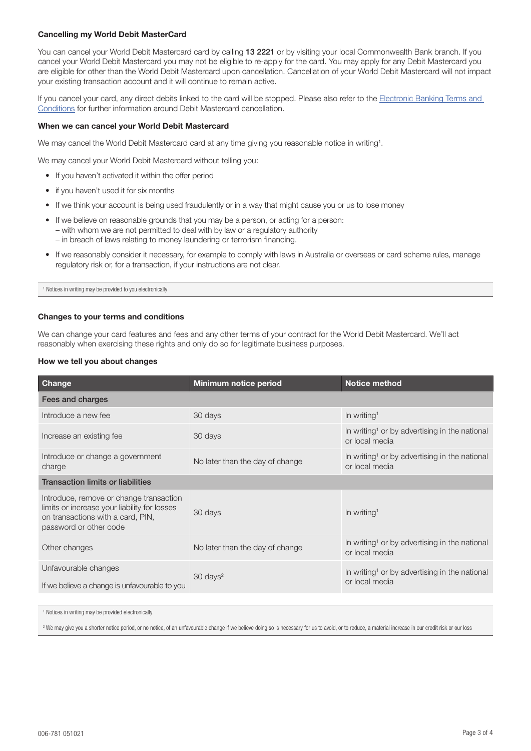### Cancelling my World Debit MasterCard

You can cancel your World Debit Mastercard card by calling **13 2221** or by visiting your local Commonwealth Bank branch. If you cancel your World Debit Mastercard you may not be eligible to re-apply for the card. You may apply for any Debit Mastercard you are eligible for other than the World Debit Mastercard upon cancellation. Cancellation of your World Debit Mastercard will not impact your existing transaction account and it will continue to remain active.

If you cancel your card, any direct debits linked to the card will be stopped. Please also refer to the Electronic Banking Terms and Conditions for further information around Debit Mastercard cancellation.

### When we can cancel your World Debit Mastercard

We may cancel the World Debit Mastercard card at any time giving you reasonable notice in writing[1].

We may cancel your World Debit Mastercard without telling you:

- If you haven't activated it within the offer period
- if you haven't used it for six months
- If we think your account is being used fraudulently or in a way that might cause you or us to lose money
- If we believe on reasonable grounds that you may be a person, or acting for a person:
  - with whom we are not permitted to deal with by law or a regulatory authority
  - in breach of laws relating to money laundering or terrorism financing.
- If we reasonably consider it necessary, for example to comply with laws in Australia or overseas or card scheme rules, manage regulatory risk or, for a transaction, if your instructions are not clear.

[1] Notices in writing may be provided to you electronically

### Changes to your terms and conditions

We can change your card features and fees and any other terms of your contract for the World Debit Mastercard. We'll act reasonably when exercising these rights and only do so for legitimate business purposes.

### How we tell you about changes

| Change | Minimum notice period | Notice method |
|---|---|---|
| **Fees and charges** | | |
| Introduce a new fee | 30 days | In writing[1] |
| Increase an existing fee | 30 days | In writing[1] or by advertising in the national or local media |
| Introduce or change a government charge | No later than the day of change | In writing[1] or by advertising in the national or local media |
| **Transaction limits or liabilities** | | |
| Introduce, remove or change transaction limits or increase your liability for losses on transactions with a card, PIN, password or other code | 30 days | In writing[1] |
| Other changes | No later than the day of change | In writing[1] or by advertising in the national or local media |
| Unfavourable changes<br>If we believe a change is unfavourable to you | 30 days[2] | In writing[1] or by advertising in the national or local media |

[1] Notices in writing may be provided electronically

[2] We may give you a shorter notice period, or no notice, of an unfavourable change if we believe doing so is necessary for us to avoid, or to reduce, a material increase in our credit risk or our loss

006-781 051021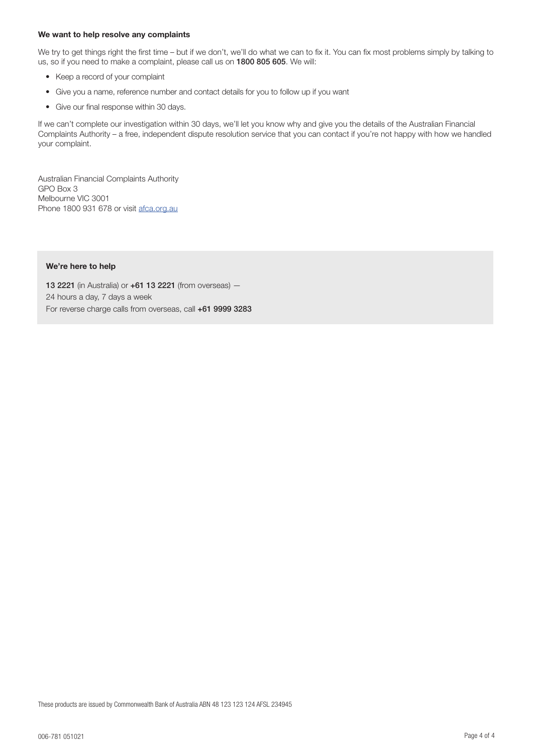**We want to help resolve any complaints**

We try to get things right the first time – but if we don't, we'll do what we can to fix it. You can fix most problems simply by talking to us, so if you need to make a complaint, please call us on **1800 805 605**. We will:

- Keep a record of your complaint
- Give you a name, reference number and contact details for you to follow up if you want
- Give our final response within 30 days.

If we can't complete our investigation within 30 days, we'll let you know why and give you the details of the Australian Financial Complaints Authority – a free, independent dispute resolution service that you can contact if you're not happy with how we handled your complaint.

Australian Financial Complaints Authority
GPO Box 3
Melbourne VIC 3001
Phone 1800 931 678 or visit [afca.org.au](afca.org.au)

**We're here to help**

**13 2221** (in Australia) or **+61 13 2221** (from overseas) —
24 hours a day, 7 days a week
For reverse charge calls from overseas, call **+61 9999 3283**

These products are issued by Commonwealth Bank of Australia ABN 48 123 123 124 AFSL 234945

006-781 051021